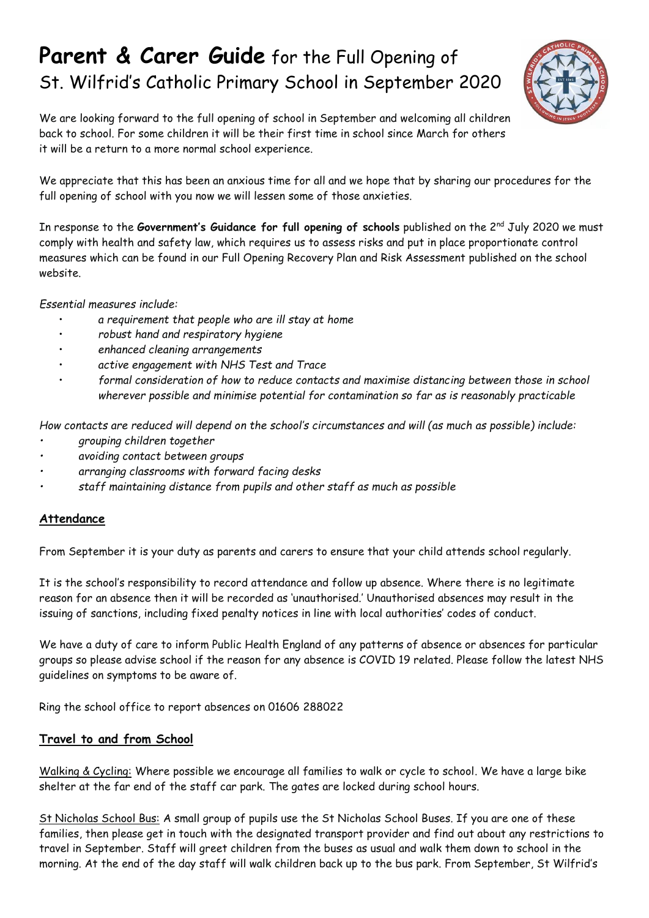# **Parent & Carer Guide** for the Full Opening of St. Wilfrid's Catholic Primary School in September 2020

We are looking forward to the full opening of school in September and welcoming all children back to school. For some children it will be their first time in school since March for others it will be a return to a more normal school experience.

We appreciate that this has been an anxious time for all and we hope that by sharing our procedures for the full opening of school with you now we will lessen some of those anxieties.

In response to the **Government's Guidance for full opening of schools** published on the 2nd July 2020 we must comply with health and safety law, which requires us to assess risks and put in place proportionate control measures which can be found in our Full Opening Recovery Plan and Risk Assessment published on the school website.

*Essential measures include:*

- *a requirement that people who are ill stay at home*
- *robust hand and respiratory hygiene*
- *enhanced cleaning arrangements*
- *active engagement with NHS Test and Trace*
- *formal consideration of how to reduce contacts and maximise distancing between those in school wherever possible and minimise potential for contamination so far as is reasonably practicable*

*How contacts are reduced will depend on the school's circumstances and will (as much as possible) include:*

- *grouping children together*
- *avoiding contact between groups*
- *arranging classrooms with forward facing desks*
- *staff maintaining distance from pupils and other staff as much as possible*

## **Attendance**

From September it is your duty as parents and carers to ensure that your child attends school regularly.

It is the school's responsibility to record attendance and follow up absence. Where there is no legitimate reason for an absence then it will be recorded as 'unauthorised.' Unauthorised absences may result in the issuing of sanctions, including fixed penalty notices in line with local authorities' codes of conduct.

We have a duty of care to inform Public Health England of any patterns of absence or absences for particular groups so please advise school if the reason for any absence is COVID 19 related. Please follow the latest NHS guidelines on symptoms to be aware of.

Ring the school office to report absences on 01606 288022

## **Travel to and from School**

Walking & Cycling: Where possible we encourage all families to walk or cycle to school. We have a large bike shelter at the far end of the staff car park. The gates are locked during school hours.

St Nicholas School Bus: A small group of pupils use the St Nicholas School Buses. If you are one of these families, then please get in touch with the designated transport provider and find out about any restrictions to travel in September. Staff will greet children from the buses as usual and walk them down to school in the morning. At the end of the day staff will walk children back up to the bus park. From September, St Wilfrid's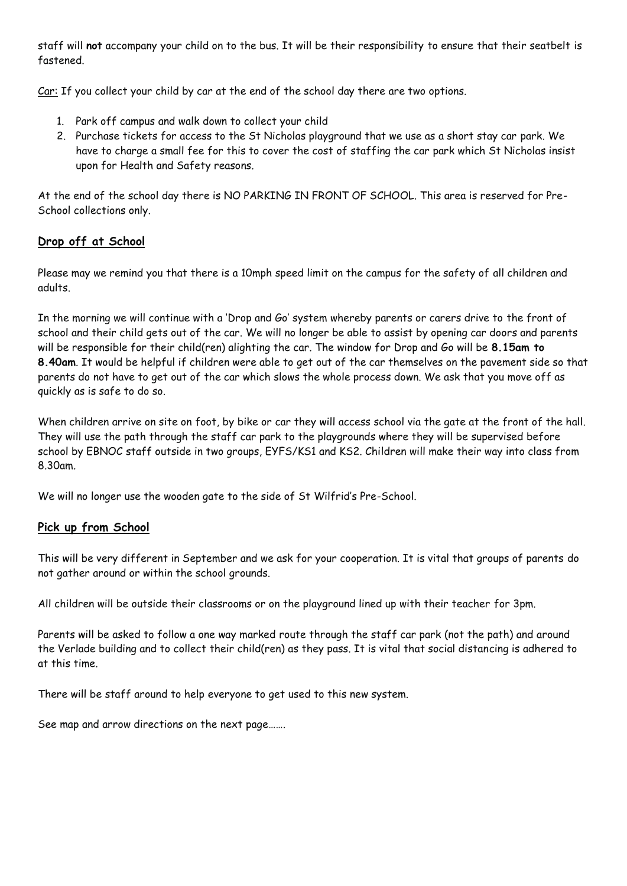staff will **not** accompany your child on to the bus. It will be their responsibility to ensure that their seatbelt is fastened.

Car: If you collect your child by car at the end of the school day there are two options.

1. Park off campus and walk down to collect your child
2. Purchase tickets for access to the St Nicholas playground that we use as a short stay car park. We have to charge a small fee for this to cover the cost of staffing the car park which St Nicholas insist upon for Health and Safety reasons.

At the end of the school day there is NO PARKING IN FRONT OF SCHOOL. This area is reserved for Pre-School collections only.

## Drop off at School

Please may we remind you that there is a 10mph speed limit on the campus for the safety of all children and adults.

In the morning we will continue with a 'Drop and Go' system whereby parents or carers drive to the front of school and their child gets out of the car. We will no longer be able to assist by opening car doors and parents will be responsible for their child(ren) alighting the car. The window for Drop and Go will be **8.15am to 8.40am**. It would be helpful if children were able to get out of the car themselves on the pavement side so that parents do not have to get out of the car which slows the whole process down. We ask that you move off as quickly as is safe to do so.

When children arrive on site on foot, by bike or car they will access school via the gate at the front of the hall. They will use the path through the staff car park to the playgrounds where they will be supervised before school by EBNOC staff outside in two groups, EYFS/KS1 and KS2. Children will make their way into class from 8.30am.

We will no longer use the wooden gate to the side of St Wilfrid's Pre-School.

## Pick up from School

This will be very different in September and we ask for your cooperation. It is vital that groups of parents do not gather around or within the school grounds.

All children will be outside their classrooms or on the playground lined up with their teacher for 3pm.

Parents will be asked to follow a one way marked route through the staff car park (not the path) and around the Verlade building and to collect their child(ren) as they pass. It is vital that social distancing is adhered to at this time.

There will be staff around to help everyone to get used to this new system.

See map and arrow directions on the next page…….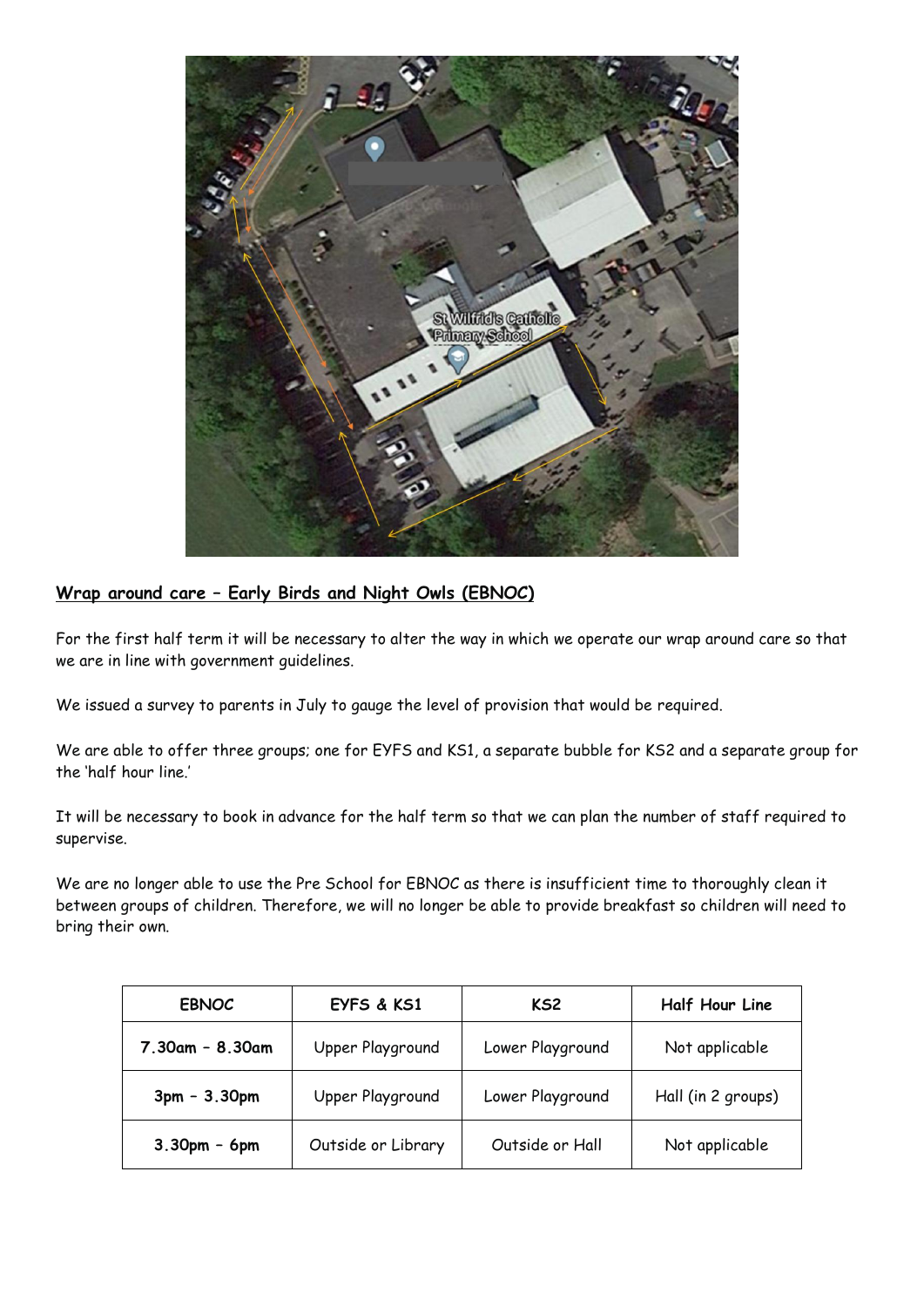## Wrap around care – Early Birds and Night Owls (EBNOC)

For the first half term it will be necessary to alter the way in which we operate our wrap around care so that we are in line with government guidelines.

We issued a survey to parents in July to gauge the level of provision that would be required.

We are able to offer three groups; one for EYFS and KS1, a separate bubble for KS2 and a separate group for the 'half hour line.'

It will be necessary to book in advance for the half term so that we can plan the number of staff required to supervise.

We are no longer able to use the Pre School for EBNOC as there is insufficient time to thoroughly clean it between groups of children. Therefore, we will no longer be able to provide breakfast so children will need to bring their own.

| EBNOC | EYFS & KS1 | KS2 | Half Hour Line |
|---|---|---|---|
| **7.30am – 8.30am** | Upper Playground | Lower Playground | Not applicable |
| **3pm – 3.30pm** | Upper Playground | Lower Playground | Hall (in 2 groups) |
| **3.30pm – 6pm** | Outside or Library | Outside or Hall | Not applicable |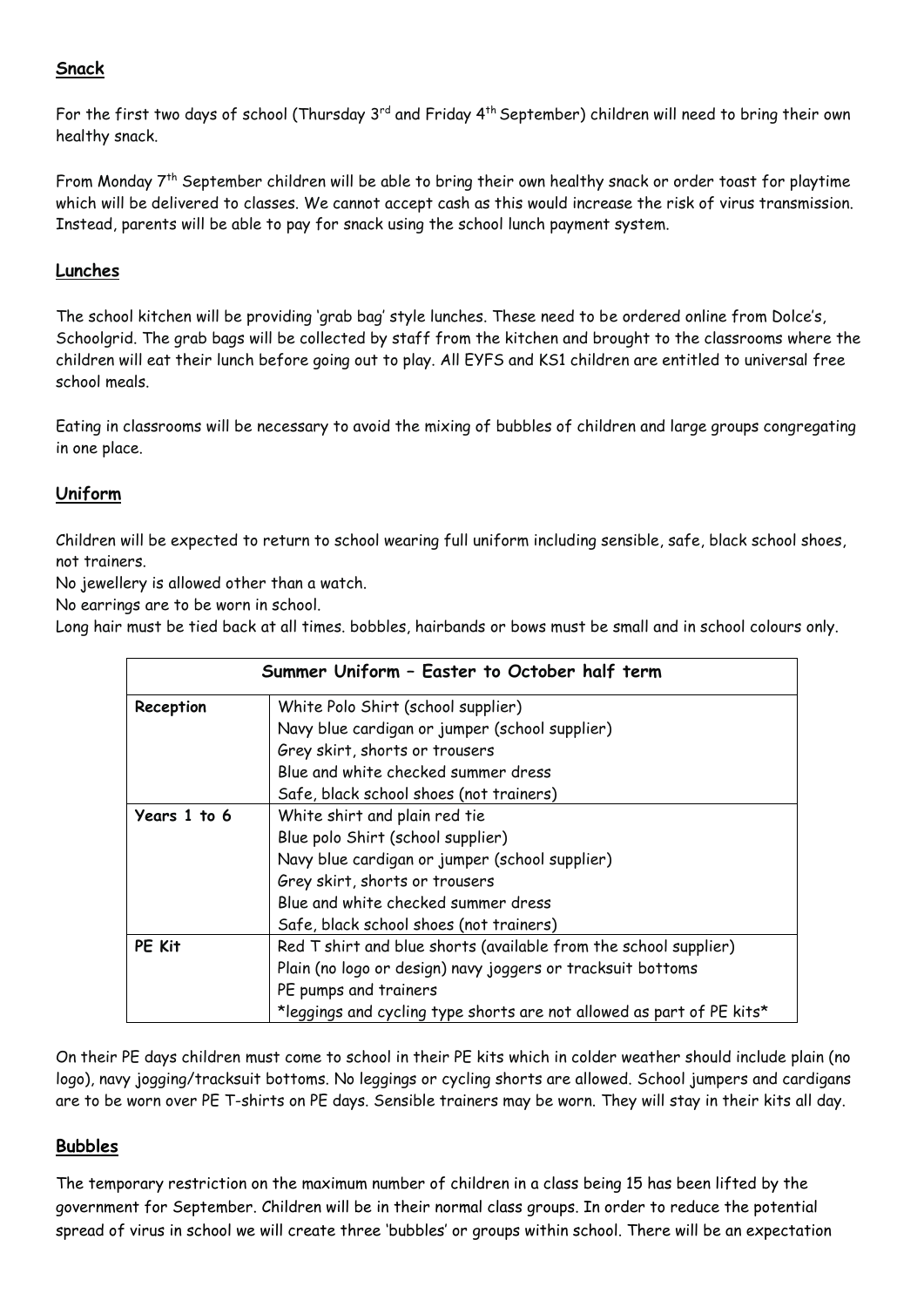## Snack

For the first two days of school (Thursday 3rd and Friday 4th September) children will need to bring their own healthy snack.

From Monday 7th September children will be able to bring their own healthy snack or order toast for playtime which will be delivered to classes. We cannot accept cash as this would increase the risk of virus transmission. Instead, parents will be able to pay for snack using the school lunch payment system.

## Lunches

The school kitchen will be providing 'grab bag' style lunches. These need to be ordered online from Dolce's, Schoolgrid. The grab bags will be collected by staff from the kitchen and brought to the classrooms where the children will eat their lunch before going out to play. All EYFS and KS1 children are entitled to universal free school meals.

Eating in classrooms will be necessary to avoid the mixing of bubbles of children and large groups congregating in one place.

## Uniform

Children will be expected to return to school wearing full uniform including sensible, safe, black school shoes, not trainers.

No jewellery is allowed other than a watch.

No earrings are to be worn in school.

Long hair must be tied back at all times. bobbles, hairbands or bows must be small and in school colours only.

| Summer Uniform – Easter to October half term | |
|---|---|
| **Reception** | White Polo Shirt (school supplier)<br>Navy blue cardigan or jumper (school supplier)<br>Grey skirt, shorts or trousers<br>Blue and white checked summer dress<br>Safe, black school shoes (not trainers) |
| **Years 1 to 6** | White shirt and plain red tie<br>Blue polo Shirt (school supplier)<br>Navy blue cardigan or jumper (school supplier)<br>Grey skirt, shorts or trousers<br>Blue and white checked summer dress<br>Safe, black school shoes (not trainers) |
| **PE Kit** | Red T shirt and blue shorts (available from the school supplier)<br>Plain (no logo or design) navy joggers or tracksuit bottoms<br>PE pumps and trainers<br>*leggings and cycling type shorts are not allowed as part of PE kits* |

On their PE days children must come to school in their PE kits which in colder weather should include plain (no logo), navy jogging/tracksuit bottoms. No leggings or cycling shorts are allowed. School jumpers and cardigans are to be worn over PE T-shirts on PE days. Sensible trainers may be worn. They will stay in their kits all day.

## Bubbles

The temporary restriction on the maximum number of children in a class being 15 has been lifted by the government for September. Children will be in their normal class groups. In order to reduce the potential spread of virus in school we will create three 'bubbles' or groups within school. There will be an expectation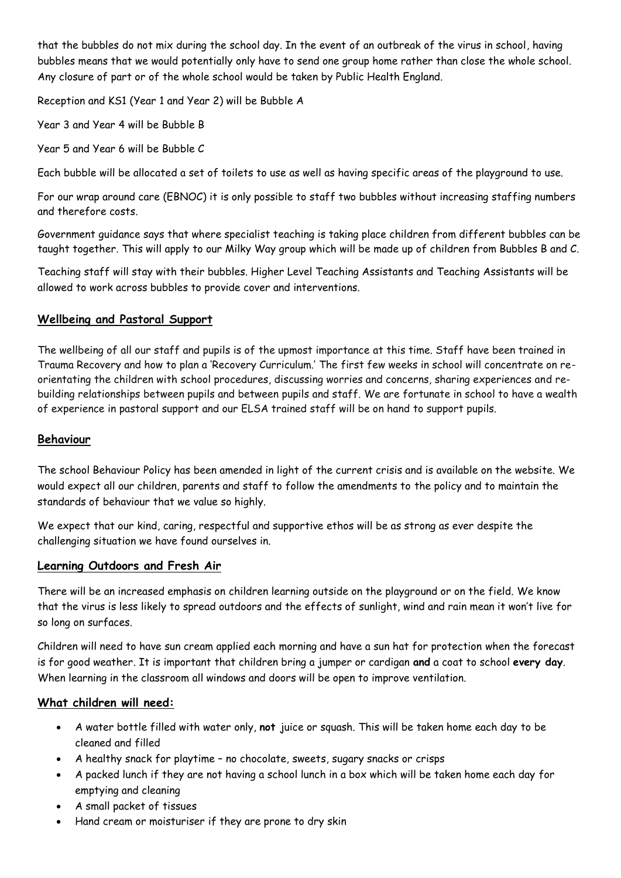that the bubbles do not mix during the school day. In the event of an outbreak of the virus in school, having bubbles means that we would potentially only have to send one group home rather than close the whole school. Any closure of part or of the whole school would be taken by Public Health England.

Reception and KS1 (Year 1 and Year 2) will be Bubble A

Year 3 and Year 4 will be Bubble B

Year 5 and Year 6 will be Bubble C

Each bubble will be allocated a set of toilets to use as well as having specific areas of the playground to use.

For our wrap around care (EBNOC) it is only possible to staff two bubbles without increasing staffing numbers and therefore costs.

Government guidance says that where specialist teaching is taking place children from different bubbles can be taught together. This will apply to our Milky Way group which will be made up of children from Bubbles B and C.

Teaching staff will stay with their bubbles. Higher Level Teaching Assistants and Teaching Assistants will be allowed to work across bubbles to provide cover and interventions.

## Wellbeing and Pastoral Support

The wellbeing of all our staff and pupils is of the upmost importance at this time. Staff have been trained in Trauma Recovery and how to plan a 'Recovery Curriculum.' The first few weeks in school will concentrate on re-orientating the children with school procedures, discussing worries and concerns, sharing experiences and re-building relationships between pupils and between pupils and staff. We are fortunate in school to have a wealth of experience in pastoral support and our ELSA trained staff will be on hand to support pupils.

## Behaviour

The school Behaviour Policy has been amended in light of the current crisis and is available on the website. We would expect all our children, parents and staff to follow the amendments to the policy and to maintain the standards of behaviour that we value so highly.

We expect that our kind, caring, respectful and supportive ethos will be as strong as ever despite the challenging situation we have found ourselves in.

## Learning Outdoors and Fresh Air

There will be an increased emphasis on children learning outside on the playground or on the field. We know that the virus is less likely to spread outdoors and the effects of sunlight, wind and rain mean it won't live for so long on surfaces.

Children will need to have sun cream applied each morning and have a sun hat for protection when the forecast is for good weather. It is important that children bring a jumper or cardigan **and** a coat to school **every day**. When learning in the classroom all windows and doors will be open to improve ventilation.

## What children will need:

- A water bottle filled with water only, **not** juice or squash. This will be taken home each day to be cleaned and filled
- A healthy snack for playtime – no chocolate, sweets, sugary snacks or crisps
- A packed lunch if they are not having a school lunch in a box which will be taken home each day for emptying and cleaning
- A small packet of tissues
- Hand cream or moisturiser if they are prone to dry skin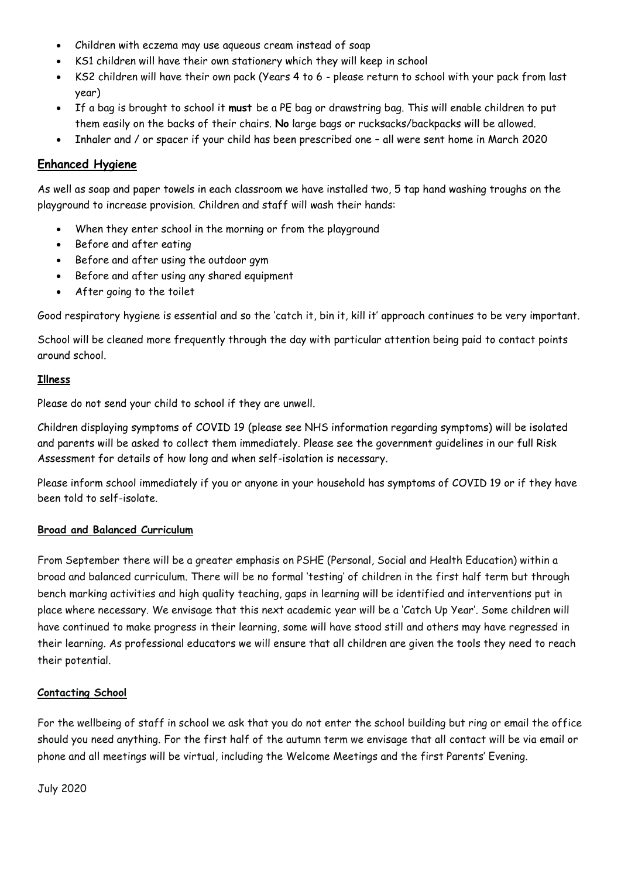- Children with eczema may use aqueous cream instead of soap
- KS1 children will have their own stationery which they will keep in school
- KS2 children will have their own pack (Years 4 to 6 - please return to school with your pack from last year)
- If a bag is brought to school it **must** be a PE bag or drawstring bag. This will enable children to put them easily on the backs of their chairs. **No** large bags or rucksacks/backpacks will be allowed.
- Inhaler and / or spacer if your child has been prescribed one – all were sent home in March 2020

## Enhanced Hygiene

As well as soap and paper towels in each classroom we have installed two, 5 tap hand washing troughs on the playground to increase provision. Children and staff will wash their hands:

- When they enter school in the morning or from the playground
- Before and after eating
- Before and after using the outdoor gym
- Before and after using any shared equipment
- After going to the toilet

Good respiratory hygiene is essential and so the 'catch it, bin it, kill it' approach continues to be very important.

School will be cleaned more frequently through the day with particular attention being paid to contact points around school.

**Illness**

Please do not send your child to school if they are unwell.

Children displaying symptoms of COVID 19 (please see NHS information regarding symptoms) will be isolated and parents will be asked to collect them immediately. Please see the government guidelines in our full Risk Assessment for details of how long and when self-isolation is necessary.

Please inform school immediately if you or anyone in your household has symptoms of COVID 19 or if they have been told to self-isolate.

**Broad and Balanced Curriculum**

From September there will be a greater emphasis on PSHE (Personal, Social and Health Education) within a broad and balanced curriculum. There will be no formal 'testing' of children in the first half term but through bench marking activities and high quality teaching, gaps in learning will be identified and interventions put in place where necessary. We envisage that this next academic year will be a 'Catch Up Year'. Some children will have continued to make progress in their learning, some will have stood still and others may have regressed in their learning. As professional educators we will ensure that all children are given the tools they need to reach their potential.

**Contacting School**

For the wellbeing of staff in school we ask that you do not enter the school building but ring or email the office should you need anything. For the first half of the autumn term we envisage that all contact will be via email or phone and all meetings will be virtual, including the Welcome Meetings and the first Parents' Evening.

July 2020